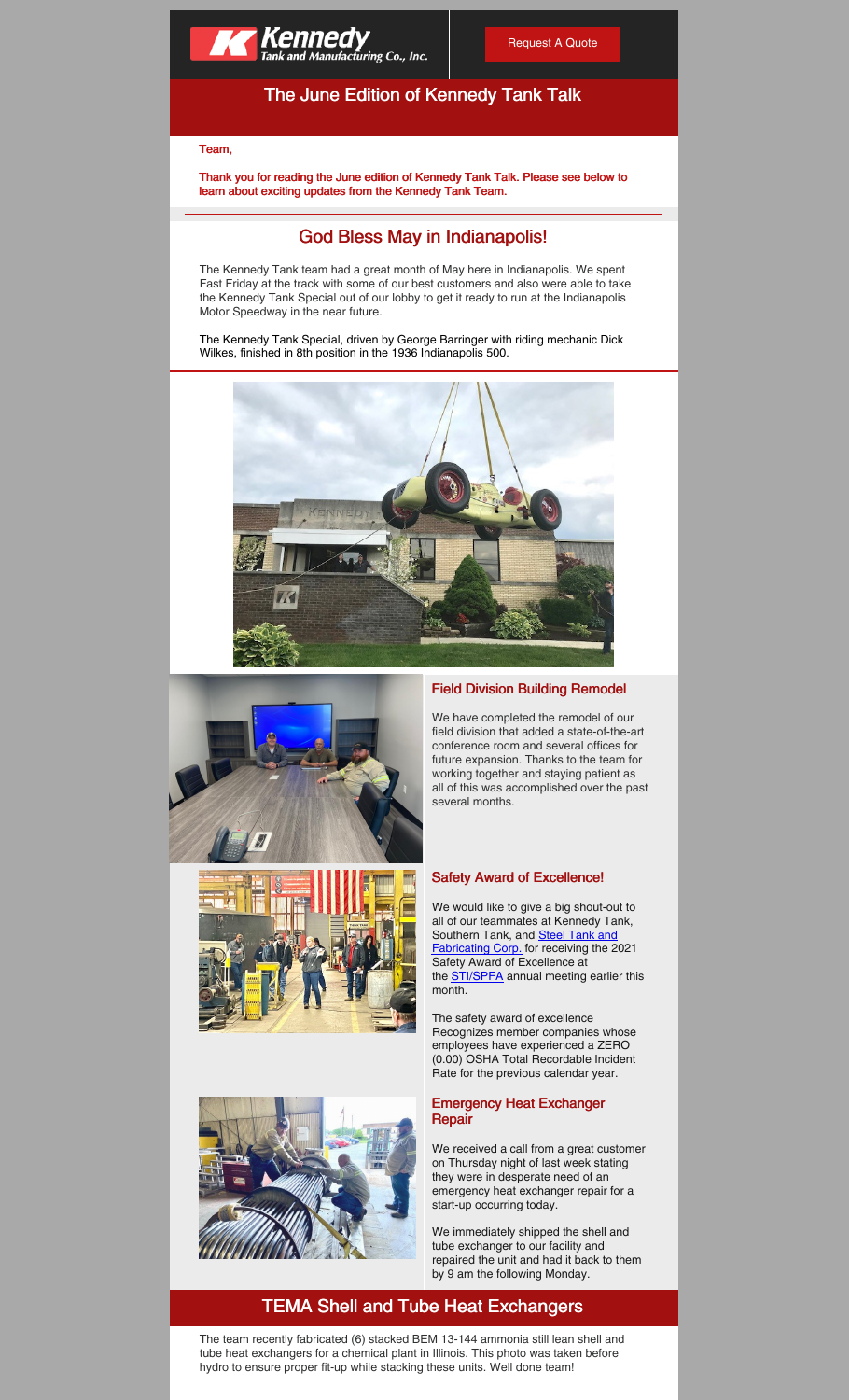Kennedy Tank and Manufacturing Co., Inc.

Request A Quote

# The June Edition of Kennedy Tank Talk

**Team,**

**Thank you for reading the June edition of Kennedy Tank Talk. Please see below to learn about exciting updates from the Kennedy Tank Team.**

## God Bless May in Indianapolis!

The Kennedy Tank team had a great month of May here in Indianapolis. We spent Fast Friday at the track with some of our best customers and also were able to take the Kennedy Tank Special out of our lobby to get it ready to run at the Indianapolis Motor Speedway in the near future.

The Kennedy Tank Special, driven by George Barringer with riding mechanic Dick Wilkes, finished in 8th position in the 1936 Indianapolis 500.

### Field Division Building Remodel

We have completed the remodel of our field division that added a state-of-the-art conference room and several offices for future expansion. Thanks to the team for working together and staying patient as all of this was accomplished over the past several months.

### Safety Award of Excellence!

We would like to give a big shout-out to all of our teammates at Kennedy Tank, Southern Tank, and [Steel Tank and Fabricating Corp.]() for receiving the 2021 Safety Award of Excellence at the [STI/SPFA]() annual meeting earlier this month.

The safety award of excellence Recognizes member companies whose employees have experienced a ZERO (0.00) OSHA Total Recordable Incident Rate for the previous calendar year.

### Emergency Heat Exchanger Repair

We received a call from a great customer on Thursday night of last week stating they were in desperate need of an emergency heat exchanger repair for a start-up occurring today.

We immediately shipped the shell and tube exchanger to our facility and repaired the unit and had it back to them by 9 am the following Monday.

## TEMA Shell and Tube Heat Exchangers

The team recently fabricated (6) stacked BEM 13-144 ammonia still lean shell and tube heat exchangers for a chemical plant in Illinois. This photo was taken before hydro to ensure proper fit-up while stacking these units. Well done team!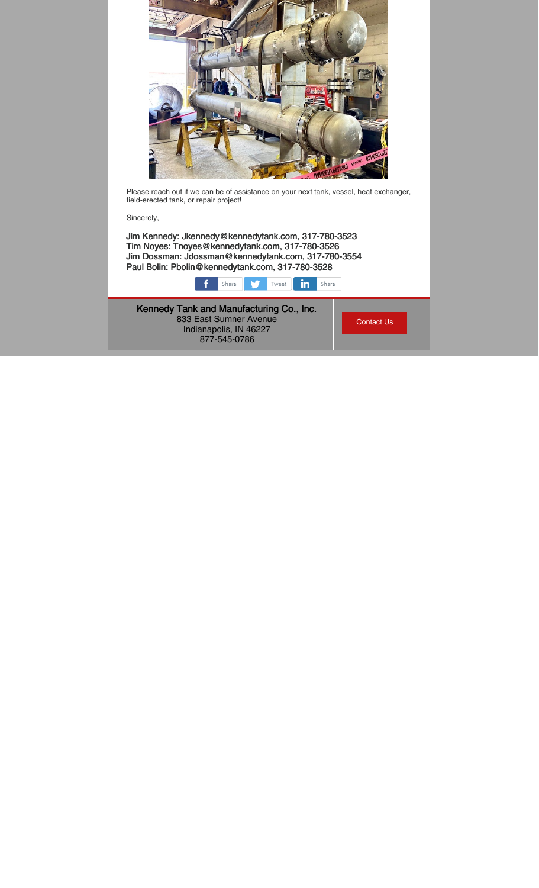Please reach out if we can be of assistance on your next tank, vessel, heat exchanger, field-erected tank, or repair project!

Sincerely,

**Jim Kennedy: Jkennedy@kennedytank.com, 317-780-3523**
**Tim Noyes: Tnoyes@kennedytank.com, 317-780-3526**
**Jim Dossman: Jdossman@kennedytank.com, 317-780-3554**
**Paul Bolin: Pbolin@kennedytank.com, 317-780-3528**

Share Tweet Share

**Kennedy Tank and Manufacturing Co., Inc.**
833 East Sumner Avenue
Indianapolis, IN 46227
877-545-0786

Contact Us